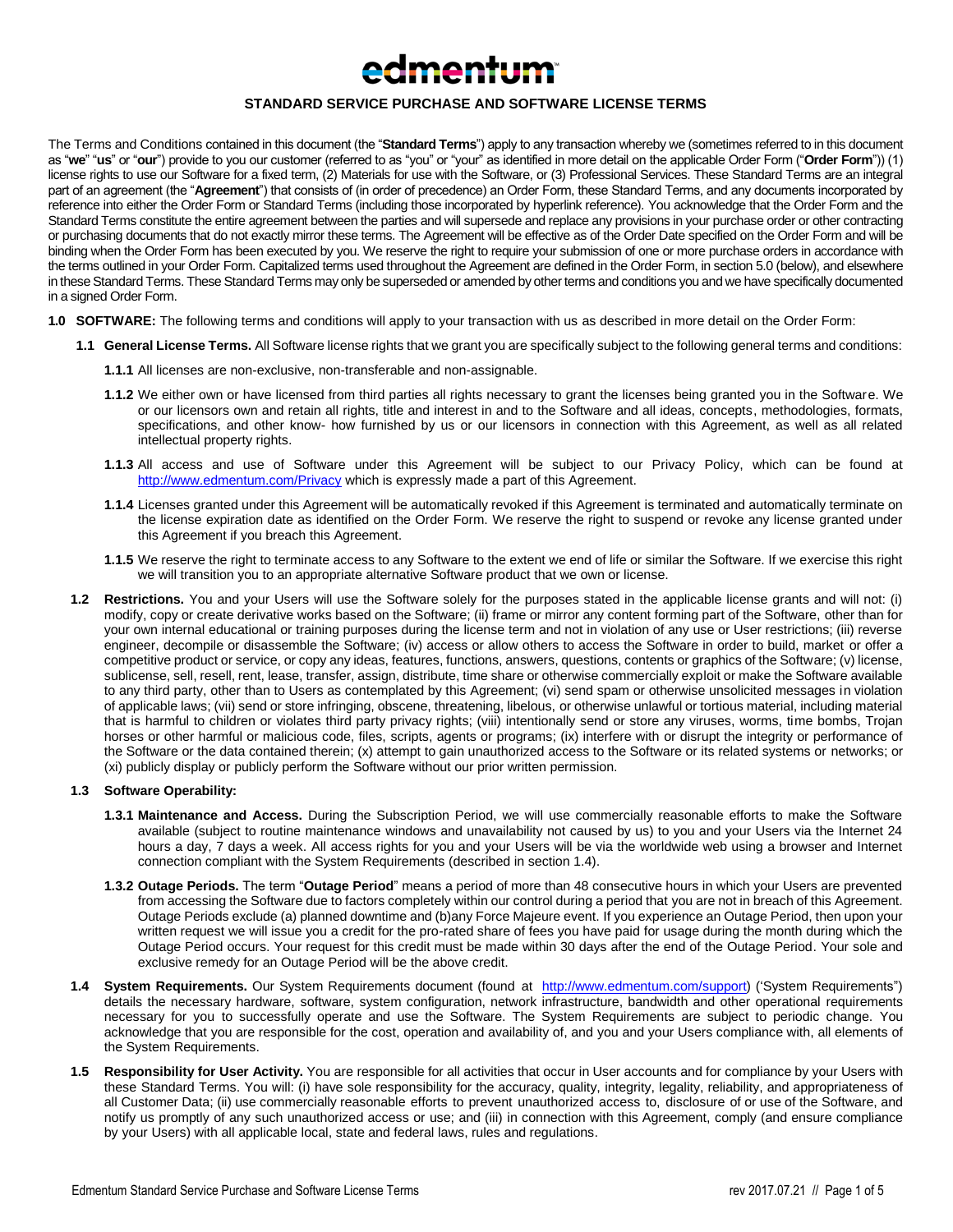# edmentum

## STANDARD SERVICE PURCHASE AND SOFTWARE LICENSE TERMS

The Terms and Conditions contained in this document (the "**Standard Terms**") apply to any transaction whereby we (sometimes referred to in this document as "**we**" "**us**" or "**our**") provide to you our customer (referred to as "you" or "your" as identified in more detail on the applicable Order Form ("**Order Form**")) (1) license rights to use our Software for a fixed term, (2) Materials for use with the Software, or (3) Professional Services. These Standard Terms are an integral part of an agreement (the "**Agreement**") that consists of (in order of precedence) an Order Form, these Standard Terms, and any documents incorporated by reference into either the Order Form or Standard Terms (including those incorporated by hyperlink reference). You acknowledge that the Order Form and the Standard Terms constitute the entire agreement between the parties and will supersede and replace any provisions in your purchase order or other contracting or purchasing documents that do not exactly mirror these terms. The Agreement will be effective as of the Order Date specified on the Order Form and will be binding when the Order Form has been executed by you. We reserve the right to require your submission of one or more purchase orders in accordance with the terms outlined in your Order Form. Capitalized terms used throughout the Agreement are defined in the Order Form, in section 5.0 (below), and elsewhere in these Standard Terms. These Standard Terms may only be superseded or amended by other terms and conditions you and we have specifically documented in a signed Order Form.

**1.0 SOFTWARE:** The following terms and conditions will apply to your transaction with us as described in more detail on the Order Form:

**1.1 General License Terms.** All Software license rights that we grant you are specifically subject to the following general terms and conditions:

**1.1.1** All licenses are non-exclusive, non-transferable and non-assignable.

**1.1.2** We either own or have licensed from third parties all rights necessary to grant the licenses being granted you in the Software. We or our licensors own and retain all rights, title and interest in and to the Software and all ideas, concepts, methodologies, formats, specifications, and other know- how furnished by us or our licensors in connection with this Agreement, as well as all related intellectual property rights.

**1.1.3** All access and use of Software under this Agreement will be subject to our Privacy Policy, which can be found at http://www.edmentum.com/Privacy which is expressly made a part of this Agreement.

**1.1.4** Licenses granted under this Agreement will be automatically revoked if this Agreement is terminated and automatically terminate on the license expiration date as identified on the Order Form. We reserve the right to suspend or revoke any license granted under this Agreement if you breach this Agreement.

**1.1.5** We reserve the right to terminate access to any Software to the extent we end of life or similar the Software. If we exercise this right we will transition you to an appropriate alternative Software product that we own or license.

**1.2 Restrictions.** You and your Users will use the Software solely for the purposes stated in the applicable license grants and will not: (i) modify, copy or create derivative works based on the Software; (ii) frame or mirror any content forming part of the Software, other than for your own internal educational or training purposes during the license term and not in violation of any use or User restrictions; (iii) reverse engineer, decompile or disassemble the Software; (iv) access or allow others to access the Software in order to build, market or offer a competitive product or service, or copy any ideas, features, functions, answers, questions, contents or graphics of the Software; (v) license, sublicense, sell, resell, rent, lease, transfer, assign, distribute, time share or otherwise commercially exploit or make the Software available to any third party, other than to Users as contemplated by this Agreement; (vi) send spam or otherwise unsolicited messages in violation of applicable laws; (vii) send or store infringing, obscene, threatening, libelous, or otherwise unlawful or tortious material, including material that is harmful to children or violates third party privacy rights; (viii) intentionally send or store any viruses, worms, time bombs, Trojan horses or other harmful or malicious code, files, scripts, agents or programs; (ix) interfere with or disrupt the integrity or performance of the Software or the data contained therein; (x) attempt to gain unauthorized access to the Software or its related systems or networks; or (xi) publicly display or publicly perform the Software without our prior written permission.

**1.3 Software Operability:**

**1.3.1 Maintenance and Access.** During the Subscription Period, we will use commercially reasonable efforts to make the Software available (subject to routine maintenance windows and unavailability not caused by us) to you and your Users via the Internet 24 hours a day, 7 days a week. All access rights for you and your Users will be via the worldwide web using a browser and Internet connection compliant with the System Requirements (described in section 1.4).

**1.3.2 Outage Periods.** The term "**Outage Period**" means a period of more than 48 consecutive hours in which your Users are prevented from accessing the Software due to factors completely within our control during a period that you are not in breach of this Agreement. Outage Periods exclude (a) planned downtime and (b)any Force Majeure event. If you experience an Outage Period, then upon your written request we will issue you a credit for the pro-rated share of fees you have paid for usage during the month during which the Outage Period occurs. Your request for this credit must be made within 30 days after the end of the Outage Period. Your sole and exclusive remedy for an Outage Period will be the above credit.

**1.4 System Requirements.** Our System Requirements document (found at http://www.edmentum.com/support) ('System Requirements") details the necessary hardware, software, system configuration, network infrastructure, bandwidth and other operational requirements necessary for you to successfully operate and use the Software. The System Requirements are subject to periodic change. You acknowledge that you are responsible for the cost, operation and availability of, and you and your Users compliance with, all elements of the System Requirements.

**1.5 Responsibility for User Activity.** You are responsible for all activities that occur in User accounts and for compliance by your Users with these Standard Terms. You will: (i) have sole responsibility for the accuracy, quality, integrity, legality, reliability, and appropriateness of all Customer Data; (ii) use commercially reasonable efforts to prevent unauthorized access to, disclosure of or use of the Software, and notify us promptly of any such unauthorized access or use; and (iii) in connection with this Agreement, comply (and ensure compliance by your Users) with all applicable local, state and federal laws, rules and regulations.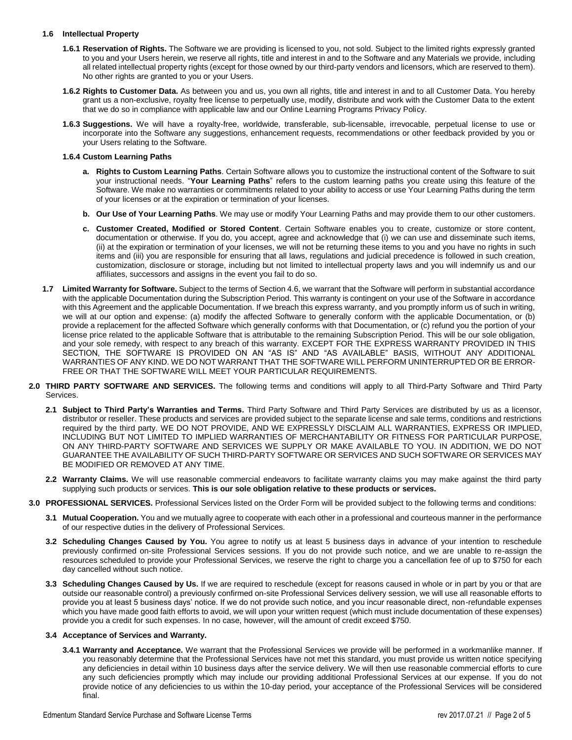**1.6 Intellectual Property**

**1.6.1 Reservation of Rights.** The Software we are providing is licensed to you, not sold. Subject to the limited rights expressly granted to you and your Users herein, we reserve all rights, title and interest in and to the Software and any Materials we provide, including all related intellectual property rights (except for those owned by our third-party vendors and licensors, which are reserved to them). No other rights are granted to you or your Users.

**1.6.2 Rights to Customer Data.** As between you and us, you own all rights, title and interest in and to all Customer Data. You hereby grant us a non-exclusive, royalty free license to perpetually use, modify, distribute and work with the Customer Data to the extent that we do so in compliance with applicable law and our Online Learning Programs Privacy Policy.

**1.6.3 Suggestions.** We will have a royalty-free, worldwide, transferable, sub-licensable, irrevocable, perpetual license to use or incorporate into the Software any suggestions, enhancement requests, recommendations or other feedback provided by you or your Users relating to the Software.

**1.6.4 Custom Learning Paths**

**a. Rights to Custom Learning Paths**. Certain Software allows you to customize the instructional content of the Software to suit your instructional needs. "**Your Learning Paths**" refers to the custom learning paths you create using this feature of the Software. We make no warranties or commitments related to your ability to access or use Your Learning Paths during the term of your licenses or at the expiration or termination of your licenses.

**b. Our Use of Your Learning Paths**. We may use or modify Your Learning Paths and may provide them to our other customers.

**c. Customer Created, Modified or Stored Content**. Certain Software enables you to create, customize or store content, documentation or otherwise. If you do, you accept, agree and acknowledge that (i) we can use and disseminate such items, (ii) at the expiration or termination of your licenses, we will not be returning these items to you and you have no rights in such items and (iii) you are responsible for ensuring that all laws, regulations and judicial precedence is followed in such creation, customization, disclosure or storage, including but not limited to intellectual property laws and you will indemnify us and our affiliates, successors and assigns in the event you fail to do so.

**1.7 Limited Warranty for Software.** Subject to the terms of Section 4.6, we warrant that the Software will perform in substantial accordance with the applicable Documentation during the Subscription Period. This warranty is contingent on your use of the Software in accordance with this Agreement and the applicable Documentation. If we breach this express warranty, and you promptly inform us of such in writing, we will at our option and expense: (a) modify the affected Software to generally conform with the applicable Documentation, or (b) provide a replacement for the affected Software which generally conforms with that Documentation, or (c) refund you the portion of your license price related to the applicable Software that is attributable to the remaining Subscription Period. This will be our sole obligation, and your sole remedy, with respect to any breach of this warranty. EXCEPT FOR THE EXPRESS WARRANTY PROVIDED IN THIS SECTION, THE SOFTWARE IS PROVIDED ON AN "AS IS" AND "AS AVAILABLE" BASIS, WITHOUT ANY ADDITIONAL WARRANTIES OF ANY KIND. WE DO NOT WARRANT THAT THE SOFTWARE WILL PERFORM UNINTERRUPTED OR BE ERROR-FREE OR THAT THE SOFTWARE WILL MEET YOUR PARTICULAR REQUIREMENTS.

**2.0 THIRD PARTY SOFTWARE AND SERVICES.** The following terms and conditions will apply to all Third-Party Software and Third Party Services.

**2.1 Subject to Third Party's Warranties and Terms.** Third Party Software and Third Party Services are distributed by us as a licensor, distributor or reseller. These products and services are provided subject to the separate license and sale terms, conditions and restrictions required by the third party. WE DO NOT PROVIDE, AND WE EXPRESSLY DISCLAIM ALL WARRANTIES, EXPRESS OR IMPLIED, INCLUDING BUT NOT LIMITED TO IMPLIED WARRANTIES OF MERCHANTABILITY OR FITNESS FOR PARTICULAR PURPOSE, ON ANY THIRD-PARTY SOFTWARE AND SERVICES WE SUPPLY OR MAKE AVAILABLE TO YOU. IN ADDITION, WE DO NOT GUARANTEE THE AVAILABILITY OF SUCH THIRD-PARTY SOFTWARE OR SERVICES AND SUCH SOFTWARE OR SERVICES MAY BE MODIFIED OR REMOVED AT ANY TIME.

**2.2 Warranty Claims.** We will use reasonable commercial endeavors to facilitate warranty claims you may make against the third party supplying such products or services. **This is our sole obligation relative to these products or services.**

**3.0 PROFESSIONAL SERVICES.** Professional Services listed on the Order Form will be provided subject to the following terms and conditions:

**3.1 Mutual Cooperation.** You and we mutually agree to cooperate with each other in a professional and courteous manner in the performance of our respective duties in the delivery of Professional Services.

**3.2 Scheduling Changes Caused by You.** You agree to notify us at least 5 business days in advance of your intention to reschedule previously confirmed on-site Professional Services sessions. If you do not provide such notice, and we are unable to re-assign the resources scheduled to provide your Professional Services, we reserve the right to charge you a cancellation fee of up to $750 for each day cancelled without such notice.

**3.3 Scheduling Changes Caused by Us.** If we are required to reschedule (except for reasons caused in whole or in part by you or that are outside our reasonable control) a previously confirmed on-site Professional Services delivery session, we will use all reasonable efforts to provide you at least 5 business days' notice. If we do not provide such notice, and you incur reasonable direct, non-refundable expenses which you have made good faith efforts to avoid, we will upon your written request (which must include documentation of these expenses) provide you a credit for such expenses. In no case, however, will the amount of credit exceed $750.

**3.4 Acceptance of Services and Warranty.**

**3.4.1 Warranty and Acceptance.** We warrant that the Professional Services we provide will be performed in a workmanlike manner. If you reasonably determine that the Professional Services have not met this standard, you must provide us written notice specifying any deficiencies in detail within 10 business days after the service delivery. We will then use reasonable commercial efforts to cure any such deficiencies promptly which may include our providing additional Professional Services at our expense. If you do not provide notice of any deficiencies to us within the 10-day period, your acceptance of the Professional Services will be considered final.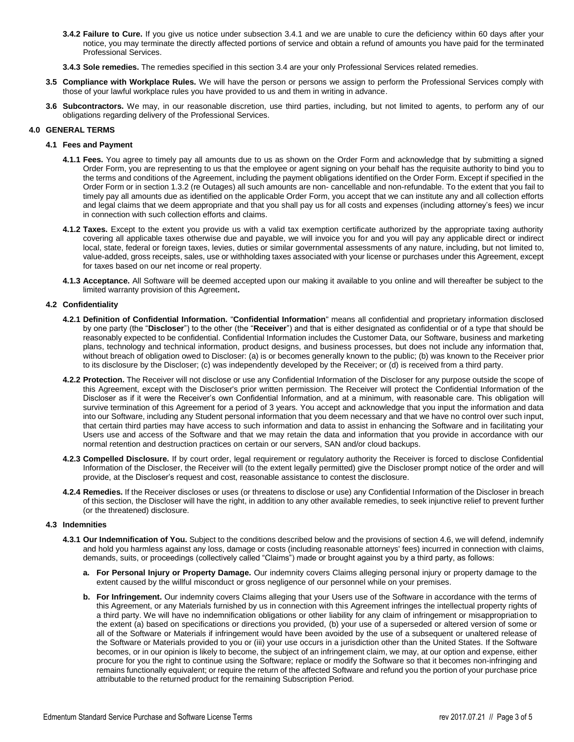**3.4.2 Failure to Cure.** If you give us notice under subsection 3.4.1 and we are unable to cure the deficiency within 60 days after your notice, you may terminate the directly affected portions of service and obtain a refund of amounts you have paid for the terminated Professional Services.

**3.4.3 Sole remedies.** The remedies specified in this section 3.4 are your only Professional Services related remedies.

**3.5 Compliance with Workplace Rules.** We will have the person or persons we assign to perform the Professional Services comply with those of your lawful workplace rules you have provided to us and them in writing in advance.

**3.6 Subcontractors.** We may, in our reasonable discretion, use third parties, including, but not limited to agents, to perform any of our obligations regarding delivery of the Professional Services.

## 4.0 GENERAL TERMS

### 4.1 Fees and Payment

**4.1.1 Fees.** You agree to timely pay all amounts due to us as shown on the Order Form and acknowledge that by submitting a signed Order Form, you are representing to us that the employee or agent signing on your behalf has the requisite authority to bind you to the terms and conditions of the Agreement, including the payment obligations identified on the Order Form. Except if specified in the Order Form or in section 1.3.2 (re Outages) all such amounts are non- cancellable and non-refundable. To the extent that you fail to timely pay all amounts due as identified on the applicable Order Form, you accept that we can institute any and all collection efforts and legal claims that we deem appropriate and that you shall pay us for all costs and expenses (including attorney's fees) we incur in connection with such collection efforts and claims.

**4.1.2 Taxes.** Except to the extent you provide us with a valid tax exemption certificate authorized by the appropriate taxing authority covering all applicable taxes otherwise due and payable, we will invoice you for and you will pay any applicable direct or indirect local, state, federal or foreign taxes, levies, duties or similar governmental assessments of any nature, including, but not limited to, value-added, gross receipts, sales, use or withholding taxes associated with your license or purchases under this Agreement, except for taxes based on our net income or real property.

**4.1.3 Acceptance.** All Software will be deemed accepted upon our making it available to you online and will thereafter be subject to the limited warranty provision of this Agreement**.**

### 4.2 Confidentiality

**4.2.1 Definition of Confidential Information.** "**Confidential Information**" means all confidential and proprietary information disclosed by one party (the "**Discloser**") to the other (the "**Receiver**") and that is either designated as confidential or of a type that should be reasonably expected to be confidential. Confidential Information includes the Customer Data, our Software, business and marketing plans, technology and technical information, product designs, and business processes, but does not include any information that, without breach of obligation owed to Discloser: (a) is or becomes generally known to the public; (b) was known to the Receiver prior to its disclosure by the Discloser; (c) was independently developed by the Receiver; or (d) is received from a third party.

**4.2.2 Protection.** The Receiver will not disclose or use any Confidential Information of the Discloser for any purpose outside the scope of this Agreement, except with the Discloser's prior written permission. The Receiver will protect the Confidential Information of the Discloser as if it were the Receiver's own Confidential Information, and at a minimum, with reasonable care. This obligation will survive termination of this Agreement for a period of 3 years. You accept and acknowledge that you input the information and data into our Software, including any Student personal information that you deem necessary and that we have no control over such input, that certain third parties may have access to such information and data to assist in enhancing the Software and in facilitating your Users use and access of the Software and that we may retain the data and information that you provide in accordance with our normal retention and destruction practices on certain or our servers, SAN and/or cloud backups.

**4.2.3 Compelled Disclosure.** If by court order, legal requirement or regulatory authority the Receiver is forced to disclose Confidential Information of the Discloser, the Receiver will (to the extent legally permitted) give the Discloser prompt notice of the order and will provide, at the Discloser's request and cost, reasonable assistance to contest the disclosure.

**4.2.4 Remedies.** If the Receiver discloses or uses (or threatens to disclose or use) any Confidential Information of the Discloser in breach of this section, the Discloser will have the right, in addition to any other available remedies, to seek injunctive relief to prevent further (or the threatened) disclosure.

### 4.3 Indemnities

**4.3.1 Our Indemnification of You.** Subject to the conditions described below and the provisions of section 4.6, we will defend, indemnify and hold you harmless against any loss, damage or costs (including reasonable attorneys' fees) incurred in connection with claims, demands, suits, or proceedings (collectively called "Claims") made or brought against you by a third party, as follows:

**a. For Personal Injury or Property Damage.** Our indemnity covers Claims alleging personal injury or property damage to the extent caused by the willful misconduct or gross negligence of our personnel while on your premises.

**b. For Infringement.** Our indemnity covers Claims alleging that your Users use of the Software in accordance with the terms of this Agreement, or any Materials furnished by us in connection with this Agreement infringes the intellectual property rights of a third party. We will have no indemnification obligations or other liability for any claim of infringement or misappropriation to the extent (a) based on specifications or directions you provided, (b) your use of a superseded or altered version of some or all of the Software or Materials if infringement would have been avoided by the use of a subsequent or unaltered release of the Software or Materials provided to you or (iii) your use occurs in a jurisdiction other than the United States. If the Software becomes, or in our opinion is likely to become, the subject of an infringement claim, we may, at our option and expense, either procure for you the right to continue using the Software; replace or modify the Software so that it becomes non-infringing and remains functionally equivalent; or require the return of the affected Software and refund you the portion of your purchase price attributable to the returned product for the remaining Subscription Period.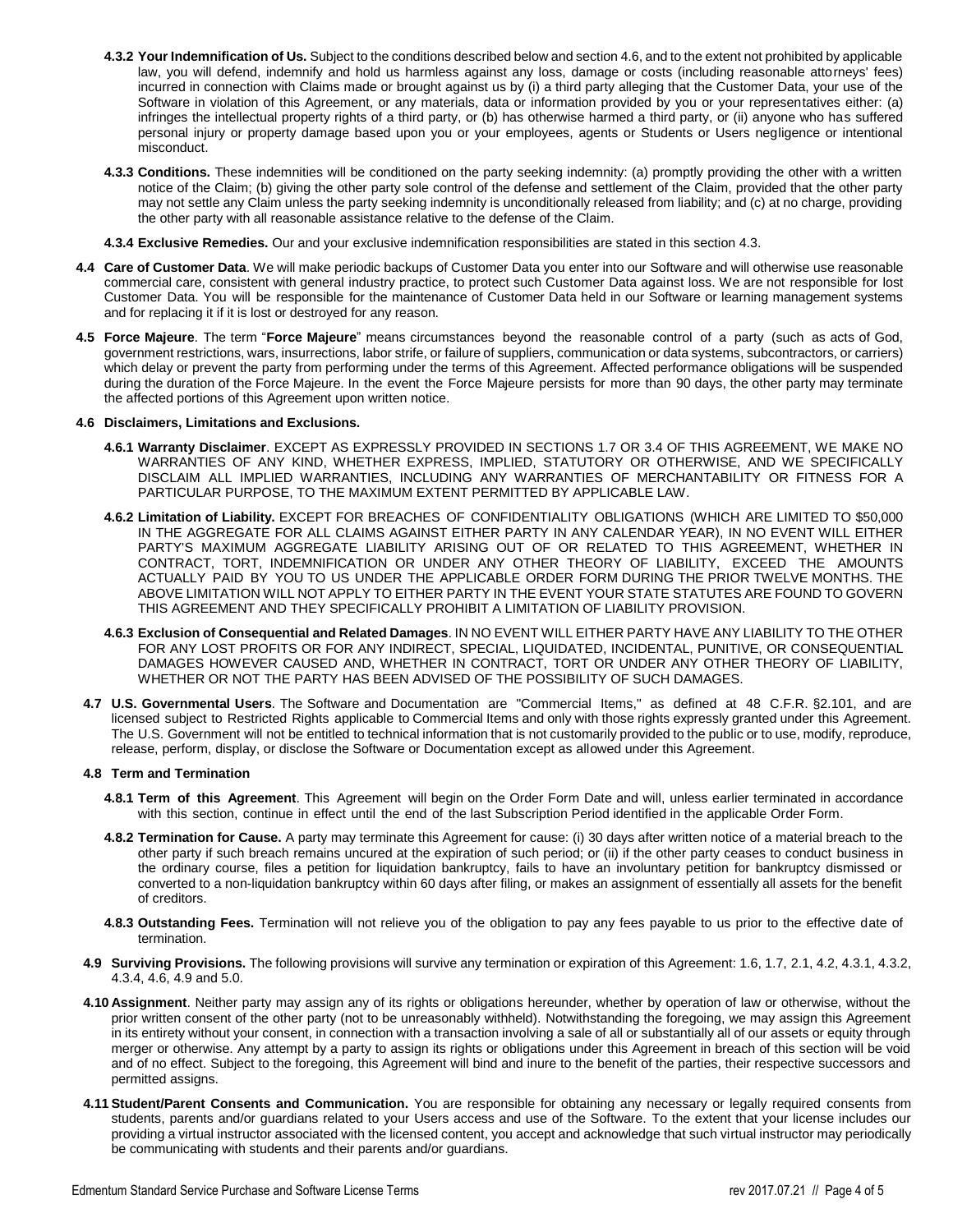**4.3.2 Your Indemnification of Us.** Subject to the conditions described below and section 4.6, and to the extent not prohibited by applicable law, you will defend, indemnify and hold us harmless against any loss, damage or costs (including reasonable attorneys' fees) incurred in connection with Claims made or brought against us by (i) a third party alleging that the Customer Data, your use of the Software in violation of this Agreement, or any materials, data or information provided by you or your representatives either: (a) infringes the intellectual property rights of a third party, or (b) has otherwise harmed a third party, or (ii) anyone who has suffered personal injury or property damage based upon you or your employees, agents or Students or Users negligence or intentional misconduct.

**4.3.3 Conditions.** These indemnities will be conditioned on the party seeking indemnity: (a) promptly providing the other with a written notice of the Claim; (b) giving the other party sole control of the defense and settlement of the Claim, provided that the other party may not settle any Claim unless the party seeking indemnity is unconditionally released from liability; and (c) at no charge, providing the other party with all reasonable assistance relative to the defense of the Claim.

**4.3.4 Exclusive Remedies.** Our and your exclusive indemnification responsibilities are stated in this section 4.3.

**4.4 Care of Customer Data**. We will make periodic backups of Customer Data you enter into our Software and will otherwise use reasonable commercial care, consistent with general industry practice, to protect such Customer Data against loss. We are not responsible for lost Customer Data. You will be responsible for the maintenance of Customer Data held in our Software or learning management systems and for replacing it if it is lost or destroyed for any reason.

**4.5 Force Majeure**. The term "**Force Majeure**" means circumstances beyond the reasonable control of a party (such as acts of God, government restrictions, wars, insurrections, labor strife, or failure of suppliers, communication or data systems, subcontractors, or carriers) which delay or prevent the party from performing under the terms of this Agreement. Affected performance obligations will be suspended during the duration of the Force Majeure. In the event the Force Majeure persists for more than 90 days, the other party may terminate the affected portions of this Agreement upon written notice.

**4.6 Disclaimers, Limitations and Exclusions.**

**4.6.1 Warranty Disclaimer**. EXCEPT AS EXPRESSLY PROVIDED IN SECTIONS 1.7 OR 3.4 OF THIS AGREEMENT, WE MAKE NO WARRANTIES OF ANY KIND, WHETHER EXPRESS, IMPLIED, STATUTORY OR OTHERWISE, AND WE SPECIFICALLY DISCLAIM ALL IMPLIED WARRANTIES, INCLUDING ANY WARRANTIES OF MERCHANTABILITY OR FITNESS FOR A PARTICULAR PURPOSE, TO THE MAXIMUM EXTENT PERMITTED BY APPLICABLE LAW.

**4.6.2 Limitation of Liability.** EXCEPT FOR BREACHES OF CONFIDENTIALITY OBLIGATIONS (WHICH ARE LIMITED TO $50,000 IN THE AGGREGATE FOR ALL CLAIMS AGAINST EITHER PARTY IN ANY CALENDAR YEAR), IN NO EVENT WILL EITHER PARTY'S MAXIMUM AGGREGATE LIABILITY ARISING OUT OF OR RELATED TO THIS AGREEMENT, WHETHER IN CONTRACT, TORT, INDEMNIFICATION OR UNDER ANY OTHER THEORY OF LIABILITY, EXCEED THE AMOUNTS ACTUALLY PAID BY YOU TO US UNDER THE APPLICABLE ORDER FORM DURING THE PRIOR TWELVE MONTHS. THE ABOVE LIMITATION WILL NOT APPLY TO EITHER PARTY IN THE EVENT YOUR STATE STATUTES ARE FOUND TO GOVERN THIS AGREEMENT AND THEY SPECIFICALLY PROHIBIT A LIMITATION OF LIABILITY PROVISION.

**4.6.3 Exclusion of Consequential and Related Damages**. IN NO EVENT WILL EITHER PARTY HAVE ANY LIABILITY TO THE OTHER FOR ANY LOST PROFITS OR FOR ANY INDIRECT, SPECIAL, LIQUIDATED, INCIDENTAL, PUNITIVE, OR CONSEQUENTIAL DAMAGES HOWEVER CAUSED AND, WHETHER IN CONTRACT, TORT OR UNDER ANY OTHER THEORY OF LIABILITY, WHETHER OR NOT THE PARTY HAS BEEN ADVISED OF THE POSSIBILITY OF SUCH DAMAGES.

**4.7 U.S. Governmental Users**. The Software and Documentation are "Commercial Items," as defined at 48 C.F.R. §2.101, and are licensed subject to Restricted Rights applicable to Commercial Items and only with those rights expressly granted under this Agreement. The U.S. Government will not be entitled to technical information that is not customarily provided to the public or to use, modify, reproduce, release, perform, display, or disclose the Software or Documentation except as allowed under this Agreement.

**4.8 Term and Termination**

**4.8.1 Term of this Agreement**. This Agreement will begin on the Order Form Date and will, unless earlier terminated in accordance with this section, continue in effect until the end of the last Subscription Period identified in the applicable Order Form.

**4.8.2 Termination for Cause.** A party may terminate this Agreement for cause: (i) 30 days after written notice of a material breach to the other party if such breach remains uncured at the expiration of such period; or (ii) if the other party ceases to conduct business in the ordinary course, files a petition for liquidation bankruptcy, fails to have an involuntary petition for bankruptcy dismissed or converted to a non-liquidation bankruptcy within 60 days after filing, or makes an assignment of essentially all assets for the benefit of creditors.

**4.8.3 Outstanding Fees.** Termination will not relieve you of the obligation to pay any fees payable to us prior to the effective date of termination.

**4.9 Surviving Provisions.** The following provisions will survive any termination or expiration of this Agreement: 1.6, 1.7, 2.1, 4.2, 4.3.1, 4.3.2, 4.3.4, 4.6, 4.9 and 5.0.

**4.10 Assignment**. Neither party may assign any of its rights or obligations hereunder, whether by operation of law or otherwise, without the prior written consent of the other party (not to be unreasonably withheld). Notwithstanding the foregoing, we may assign this Agreement in its entirety without your consent, in connection with a transaction involving a sale of all or substantially all of our assets or equity through merger or otherwise. Any attempt by a party to assign its rights or obligations under this Agreement in breach of this section will be void and of no effect. Subject to the foregoing, this Agreement will bind and inure to the benefit of the parties, their respective successors and permitted assigns.

**4.11 Student/Parent Consents and Communication.** You are responsible for obtaining any necessary or legally required consents from students, parents and/or guardians related to your Users access and use of the Software. To the extent that your license includes our providing a virtual instructor associated with the licensed content, you accept and acknowledge that such virtual instructor may periodically be communicating with students and their parents and/or guardians.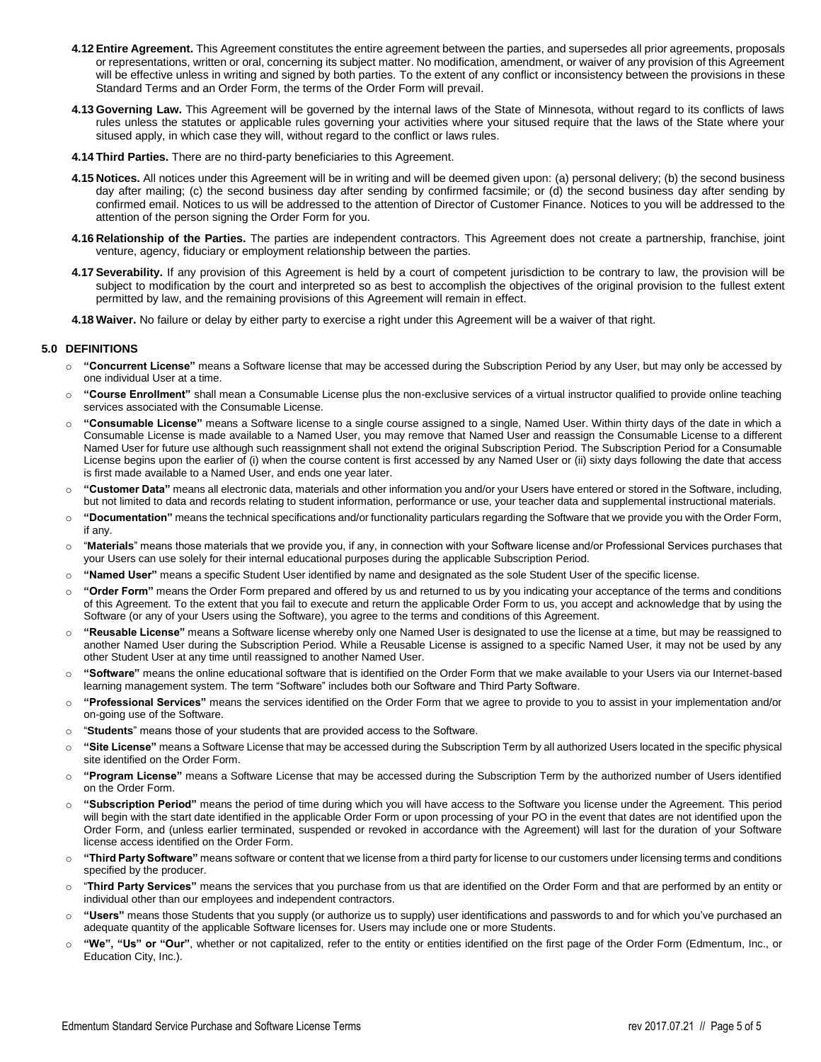**4.12 Entire Agreement.** This Agreement constitutes the entire agreement between the parties, and supersedes all prior agreements, proposals or representations, written or oral, concerning its subject matter. No modification, amendment, or waiver of any provision of this Agreement will be effective unless in writing and signed by both parties. To the extent of any conflict or inconsistency between the provisions in these Standard Terms and an Order Form, the terms of the Order Form will prevail.

**4.13 Governing Law.** This Agreement will be governed by the internal laws of the State of Minnesota, without regard to its conflicts of laws rules unless the statutes or applicable rules governing your activities where your sitused require that the laws of the State where your sitused apply, in which case they will, without regard to the conflict or laws rules.

**4.14 Third Parties.** There are no third-party beneficiaries to this Agreement.

**4.15 Notices.** All notices under this Agreement will be in writing and will be deemed given upon: (a) personal delivery; (b) the second business day after mailing; (c) the second business day after sending by confirmed facsimile; or (d) the second business day after sending by confirmed email. Notices to us will be addressed to the attention of Director of Customer Finance. Notices to you will be addressed to the attention of the person signing the Order Form for you.

**4.16 Relationship of the Parties.** The parties are independent contractors. This Agreement does not create a partnership, franchise, joint venture, agency, fiduciary or employment relationship between the parties.

**4.17 Severability.** If any provision of this Agreement is held by a court of competent jurisdiction to be contrary to law, the provision will be subject to modification by the court and interpreted so as best to accomplish the objectives of the original provision to the fullest extent permitted by law, and the remaining provisions of this Agreement will remain in effect.

**4.18 Waiver.** No failure or delay by either party to exercise a right under this Agreement will be a waiver of that right.

## 5.0 DEFINITIONS

- **"Concurrent License"** means a Software license that may be accessed during the Subscription Period by any User, but may only be accessed by one individual User at a time.
- **"Course Enrollment"** shall mean a Consumable License plus the non-exclusive services of a virtual instructor qualified to provide online teaching services associated with the Consumable License.
- **"Consumable License"** means a Software license to a single course assigned to a single, Named User. Within thirty days of the date in which a Consumable License is made available to a Named User, you may remove that Named User and reassign the Consumable License to a different Named User for future use although such reassignment shall not extend the original Subscription Period. The Subscription Period for a Consumable License begins upon the earlier of (i) when the course content is first accessed by any Named User or (ii) sixty days following the date that access is first made available to a Named User, and ends one year later.
- **"Customer Data"** means all electronic data, materials and other information you and/or your Users have entered or stored in the Software, including, but not limited to data and records relating to student information, performance or use, your teacher data and supplemental instructional materials.
- **"Documentation"** means the technical specifications and/or functionality particulars regarding the Software that we provide you with the Order Form, if any.
- "**Materials**" means those materials that we provide you, if any, in connection with your Software license and/or Professional Services purchases that your Users can use solely for their internal educational purposes during the applicable Subscription Period.
- **"Named User"** means a specific Student User identified by name and designated as the sole Student User of the specific license.
- **"Order Form"** means the Order Form prepared and offered by us and returned to us by you indicating your acceptance of the terms and conditions of this Agreement. To the extent that you fail to execute and return the applicable Order Form to us, you accept and acknowledge that by using the Software (or any of your Users using the Software), you agree to the terms and conditions of this Agreement.
- **"Reusable License"** means a Software license whereby only one Named User is designated to use the license at a time, but may be reassigned to another Named User during the Subscription Period. While a Reusable License is assigned to a specific Named User, it may not be used by any other Student User at any time until reassigned to another Named User.
- **"Software"** means the online educational software that is identified on the Order Form that we make available to your Users via our Internet-based learning management system. The term "Software" includes both our Software and Third Party Software.
- **"Professional Services"** means the services identified on the Order Form that we agree to provide to you to assist in your implementation and/or on-going use of the Software.
- "**Students**" means those of your students that are provided access to the Software.
- **"Site License"** means a Software License that may be accessed during the Subscription Term by all authorized Users located in the specific physical site identified on the Order Form.
- **"Program License"** means a Software License that may be accessed during the Subscription Term by the authorized number of Users identified on the Order Form.
- **"Subscription Period"** means the period of time during which you will have access to the Software you license under the Agreement. This period will begin with the start date identified in the applicable Order Form or upon processing of your PO in the event that dates are not identified upon the Order Form, and (unless earlier terminated, suspended or revoked in accordance with the Agreement) will last for the duration of your Software license access identified on the Order Form.
- **"Third Party Software"** means software or content that we license from a third party for license to our customers under licensing terms and conditions specified by the producer.
- "**Third Party Services"** means the services that you purchase from us that are identified on the Order Form and that are performed by an entity or individual other than our employees and independent contractors.
- **"Users"** means those Students that you supply (or authorize us to supply) user identifications and passwords to and for which you've purchased an adequate quantity of the applicable Software licenses for. Users may include one or more Students.
- **"We", "Us" or "Our"**, whether or not capitalized, refer to the entity or entities identified on the first page of the Order Form (Edmentum, Inc., or Education City, Inc.).